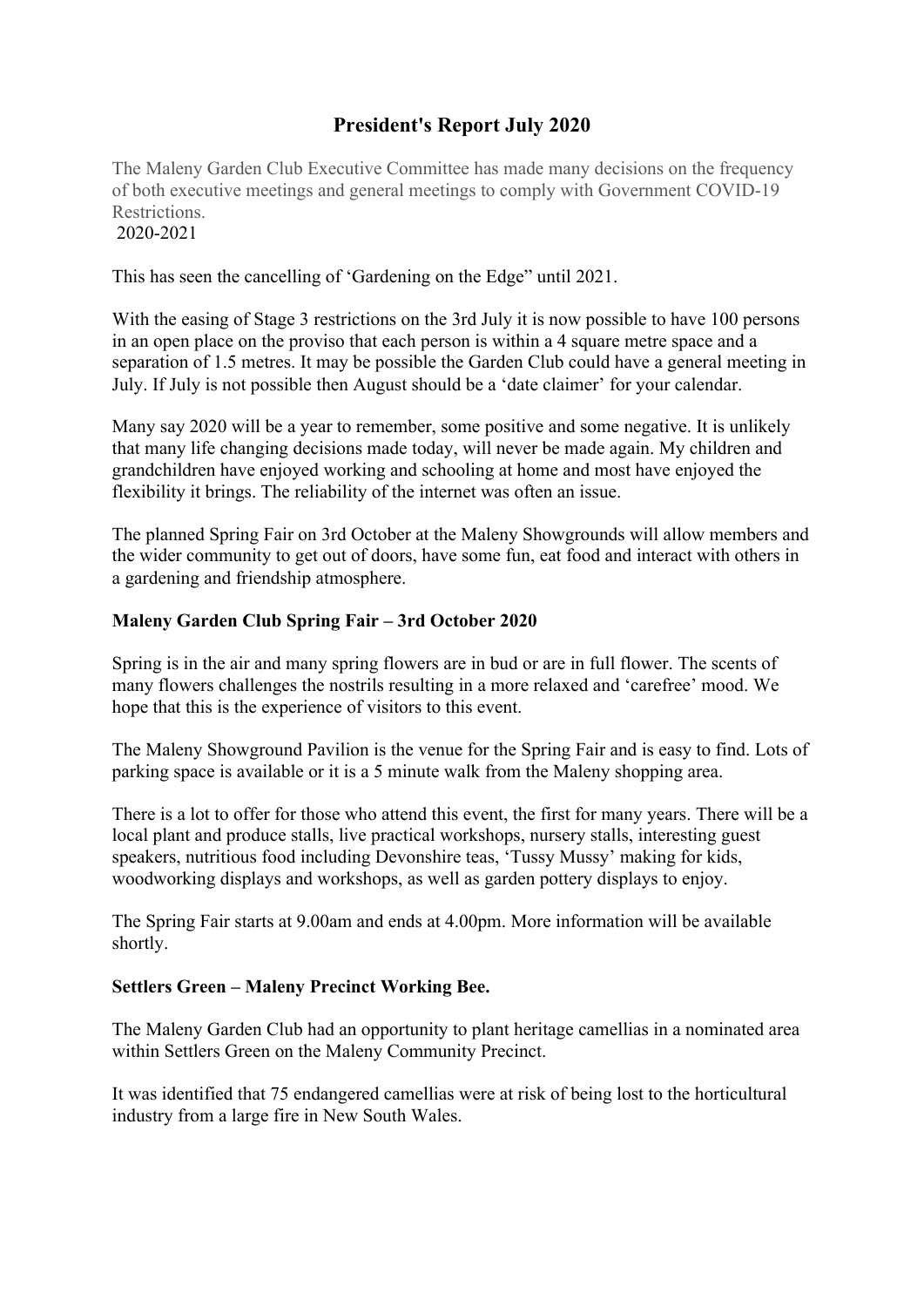# President's Report July 2020

The Maleny Garden Club Executive Committee has made many decisions on the frequency of both executive meetings and general meetings to comply with Government COVID-19 Restrictions.
2020-2021

This has seen the cancelling of 'Gardening on the Edge" until 2021.

With the easing of Stage 3 restrictions on the 3rd July it is now possible to have 100 persons in an open place on the proviso that each person is within a 4 square metre space and a separation of 1.5 metres. It may be possible the Garden Club could have a general meeting in July. If July is not possible then August should be a 'date claimer' for your calendar.

Many say 2020 will be a year to remember, some positive and some negative. It is unlikely that many life changing decisions made today, will never be made again. My children and grandchildren have enjoyed working and schooling at home and most have enjoyed the flexibility it brings. The reliability of the internet was often an issue.

The planned Spring Fair on 3rd October at the Maleny Showgrounds will allow members and the wider community to get out of doors, have some fun, eat food and interact with others in a gardening and friendship atmosphere.

**Maleny Garden Club Spring Fair – 3rd October 2020**

Spring is in the air and many spring flowers are in bud or are in full flower. The scents of many flowers challenges the nostrils resulting in a more relaxed and 'carefree' mood. We hope that this is the experience of visitors to this event.

The Maleny Showground Pavilion is the venue for the Spring Fair and is easy to find. Lots of parking space is available or it is a 5 minute walk from the Maleny shopping area.

There is a lot to offer for those who attend this event, the first for many years. There will be a local plant and produce stalls, live practical workshops, nursery stalls, interesting guest speakers, nutritious food including Devonshire teas, 'Tussy Mussy' making for kids, woodworking displays and workshops, as well as garden pottery displays to enjoy.

The Spring Fair starts at 9.00am and ends at 4.00pm. More information will be available shortly.

**Settlers Green – Maleny Precinct Working Bee.**

The Maleny Garden Club had an opportunity to plant heritage camellias in a nominated area within Settlers Green on the Maleny Community Precinct.

It was identified that 75 endangered camellias were at risk of being lost to the horticultural industry from a large fire in New South Wales.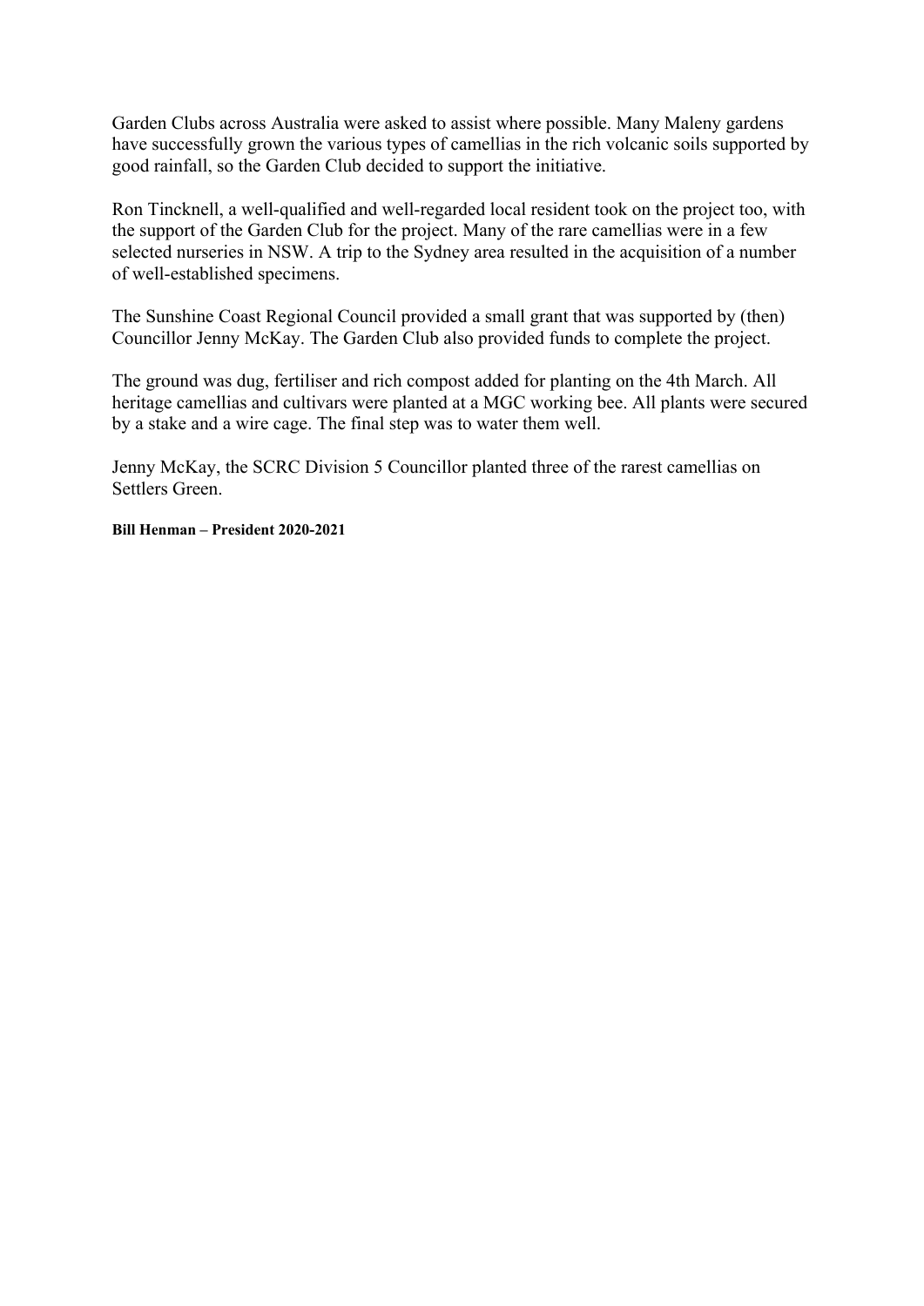Garden Clubs across Australia were asked to assist where possible. Many Maleny gardens have successfully grown the various types of camellias in the rich volcanic soils supported by good rainfall, so the Garden Club decided to support the initiative.

Ron Tincknell, a well-qualified and well-regarded local resident took on the project too, with the support of the Garden Club for the project. Many of the rare camellias were in a few selected nurseries in NSW. A trip to the Sydney area resulted in the acquisition of a number of well-established specimens.

The Sunshine Coast Regional Council provided a small grant that was supported by (then) Councillor Jenny McKay. The Garden Club also provided funds to complete the project.

The ground was dug, fertiliser and rich compost added for planting on the 4th March. All heritage camellias and cultivars were planted at a MGC working bee. All plants were secured by a stake and a wire cage. The final step was to water them well.

Jenny McKay, the SCRC Division 5 Councillor planted three of the rarest camellias on Settlers Green.

**Bill Henman – President 2020-2021**